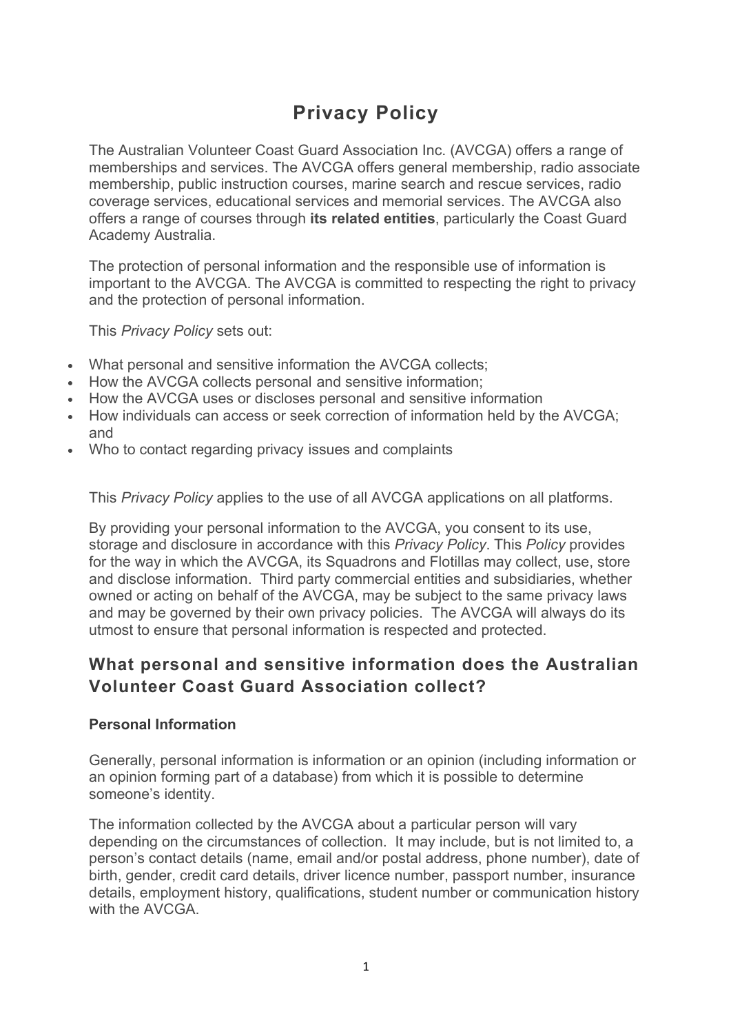# Privacy Policy

The Australian Volunteer Coast Guard Association Inc. (AVCGA) offers a range of memberships and services. The AVCGA offers general membership, radio associate membership, public instruction courses, marine search and rescue services, radio coverage services, educational services and memorial services. The AVCGA also offers a range of courses through **its related entities**, particularly the Coast Guard Academy Australia.

The protection of personal information and the responsible use of information is important to the AVCGA. The AVCGA is committed to respecting the right to privacy and the protection of personal information.

This *Privacy Policy* sets out:

- What personal and sensitive information the AVCGA collects;
- How the AVCGA collects personal and sensitive information;
- How the AVCGA uses or discloses personal and sensitive information
- How individuals can access or seek correction of information held by the AVCGA; and
- Who to contact regarding privacy issues and complaints

This *Privacy Policy* applies to the use of all AVCGA applications on all platforms.

By providing your personal information to the AVCGA, you consent to its use, storage and disclosure in accordance with this *Privacy Policy*. This *Policy* provides for the way in which the AVCGA, its Squadrons and Flotillas may collect, use, store and disclose information. Third party commercial entities and subsidiaries, whether owned or acting on behalf of the AVCGA, may be subject to the same privacy laws and may be governed by their own privacy policies. The AVCGA will always do its utmost to ensure that personal information is respected and protected.

## What personal and sensitive information does the Australian Volunteer Coast Guard Association collect?

### Personal Information

Generally, personal information is information or an opinion (including information or an opinion forming part of a database) from which it is possible to determine someone's identity.

The information collected by the AVCGA about a particular person will vary depending on the circumstances of collection. It may include, but is not limited to, a person's contact details (name, email and/or postal address, phone number), date of birth, gender, credit card details, driver licence number, passport number, insurance details, employment history, qualifications, student number or communication history with the AVCGA.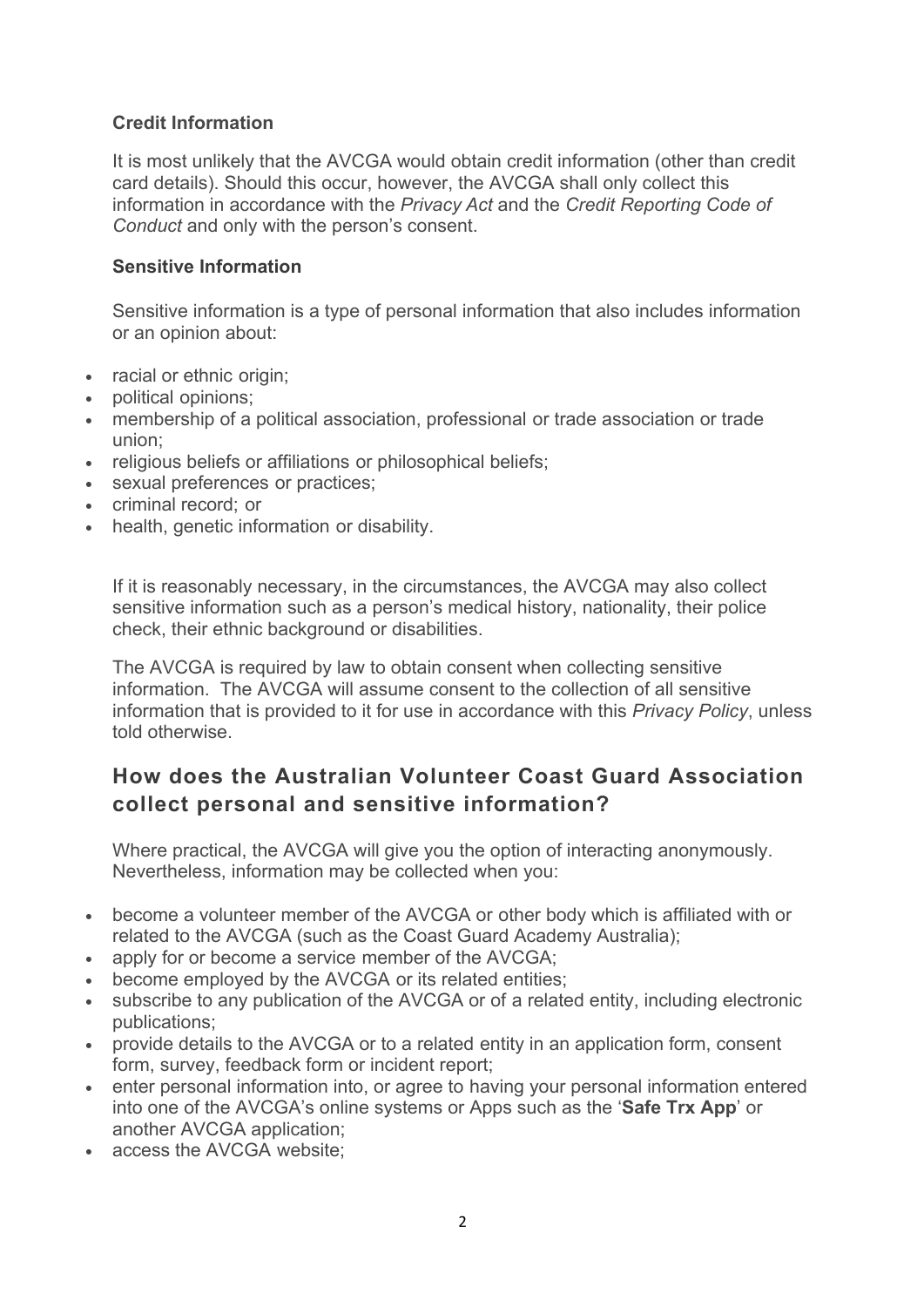### Credit Information

It is most unlikely that the AVCGA would obtain credit information (other than credit card details). Should this occur, however, the AVCGA shall only collect this information in accordance with the *Privacy Act* and the *Credit Reporting Code of Conduct* and only with the person's consent.

### Sensitive Information

Sensitive information is a type of personal information that also includes information or an opinion about:

- racial or ethnic origin;
- political opinions;
- membership of a political association, professional or trade association or trade union;
- religious beliefs or affiliations or philosophical beliefs;
- sexual preferences or practices;
- criminal record; or
- health, genetic information or disability.

If it is reasonably necessary, in the circumstances, the AVCGA may also collect sensitive information such as a person's medical history, nationality, their police check, their ethnic background or disabilities.

The AVCGA is required by law to obtain consent when collecting sensitive information. The AVCGA will assume consent to the collection of all sensitive information that is provided to it for use in accordance with this *Privacy Policy*, unless told otherwise.

## How does the Australian Volunteer Coast Guard Association collect personal and sensitive information?

Where practical, the AVCGA will give you the option of interacting anonymously. Nevertheless, information may be collected when you:

- become a volunteer member of the AVCGA or other body which is affiliated with or related to the AVCGA (such as the Coast Guard Academy Australia);
- apply for or become a service member of the AVCGA;
- become employed by the AVCGA or its related entities;
- subscribe to any publication of the AVCGA or of a related entity, including electronic publications;
- provide details to the AVCGA or to a related entity in an application form, consent form, survey, feedback form or incident report;
- enter personal information into, or agree to having your personal information entered into one of the AVCGA's online systems or Apps such as the '**Safe Trx App**' or another AVCGA application;
- access the AVCGA website;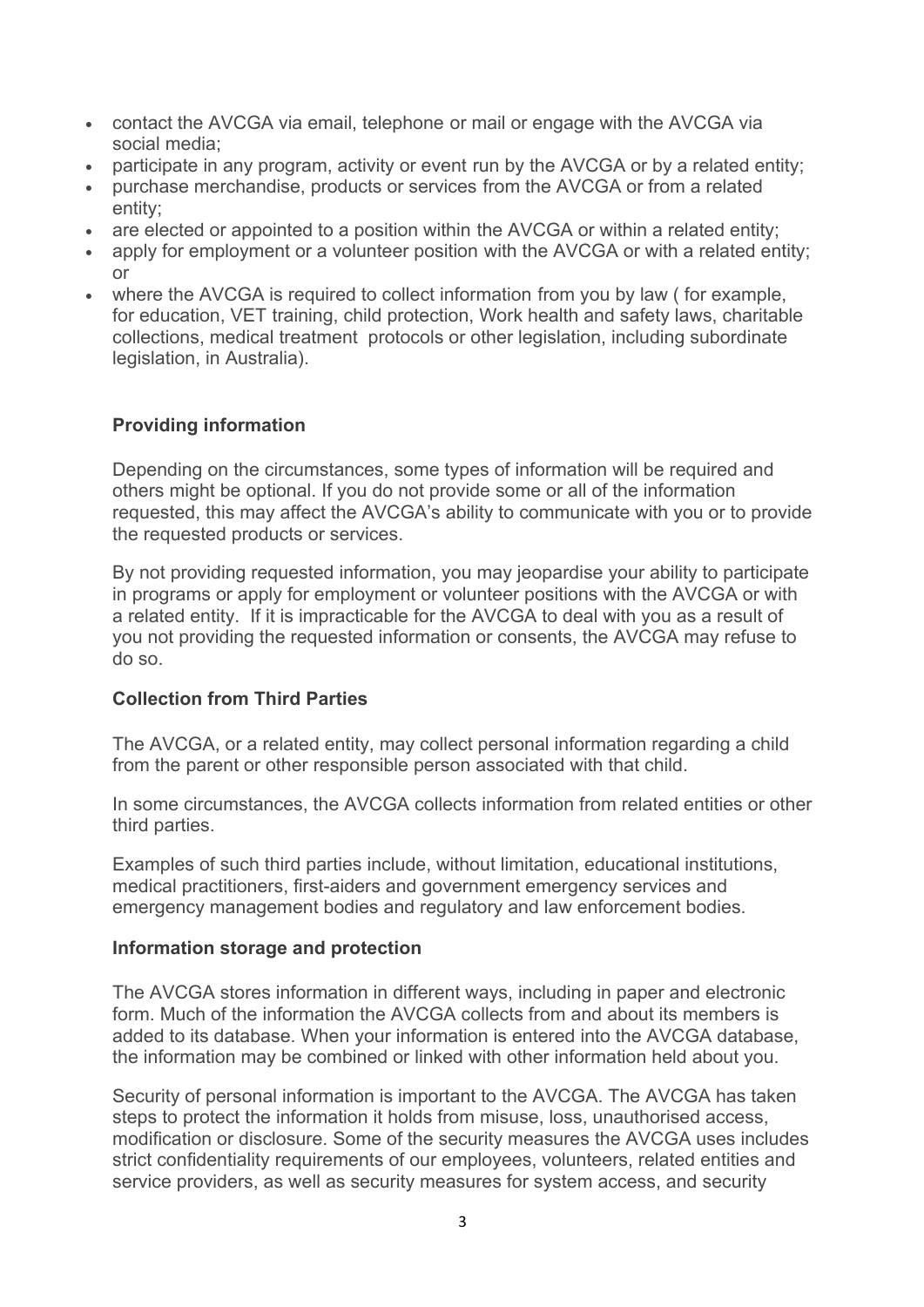- contact the AVCGA via email, telephone or mail or engage with the AVCGA via social media;
- participate in any program, activity or event run by the AVCGA or by a related entity;
- purchase merchandise, products or services from the AVCGA or from a related entity;
- are elected or appointed to a position within the AVCGA or within a related entity;
- apply for employment or a volunteer position with the AVCGA or with a related entity; or
- where the AVCGA is required to collect information from you by law ( for example, for education, VET training, child protection, Work health and safety laws, charitable collections, medical treatment protocols or other legislation, including subordinate legislation, in Australia).

**Providing information**

Depending on the circumstances, some types of information will be required and others might be optional. If you do not provide some or all of the information requested, this may affect the AVCGA's ability to communicate with you or to provide the requested products or services.

By not providing requested information, you may jeopardise your ability to participate in programs or apply for employment or volunteer positions with the AVCGA or with a related entity. If it is impracticable for the AVCGA to deal with you as a result of you not providing the requested information or consents, the AVCGA may refuse to do so.

**Collection from Third Parties**

The AVCGA, or a related entity, may collect personal information regarding a child from the parent or other responsible person associated with that child.

In some circumstances, the AVCGA collects information from related entities or other third parties.

Examples of such third parties include, without limitation, educational institutions, medical practitioners, first-aiders and government emergency services and emergency management bodies and regulatory and law enforcement bodies.

**Information storage and protection**

The AVCGA stores information in different ways, including in paper and electronic form. Much of the information the AVCGA collects from and about its members is added to its database. When your information is entered into the AVCGA database, the information may be combined or linked with other information held about you.

Security of personal information is important to the AVCGA. The AVCGA has taken steps to protect the information it holds from misuse, loss, unauthorised access, modification or disclosure. Some of the security measures the AVCGA uses includes strict confidentiality requirements of our employees, volunteers, related entities and service providers, as well as security measures for system access, and security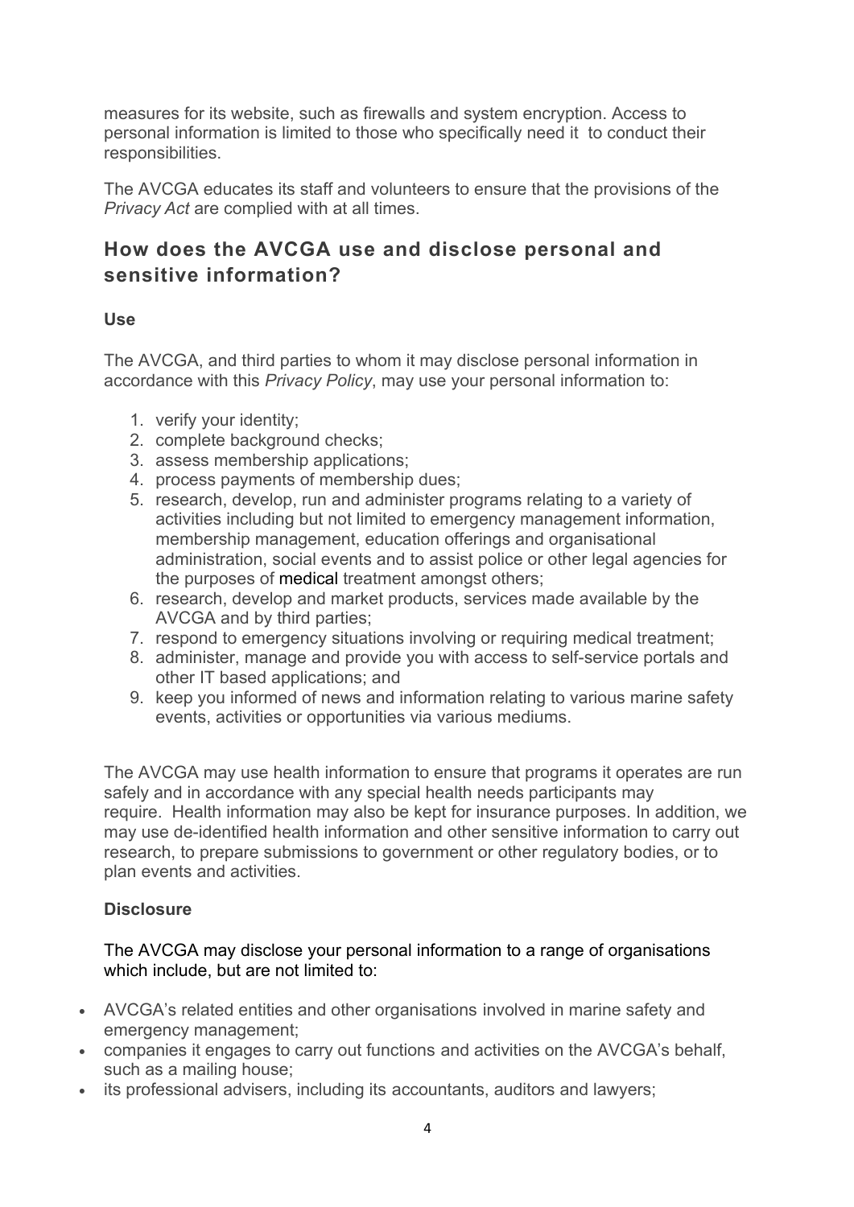measures for its website, such as firewalls and system encryption. Access to personal information is limited to those who specifically need it to conduct their responsibilities.

The AVCGA educates its staff and volunteers to ensure that the provisions of the *Privacy Act* are complied with at all times.

## How does the AVCGA use and disclose personal and sensitive information?

**Use**

The AVCGA, and third parties to whom it may disclose personal information in accordance with this *Privacy Policy*, may use your personal information to:

1. verify your identity;
2. complete background checks;
3. assess membership applications;
4. process payments of membership dues;
5. research, develop, run and administer programs relating to a variety of activities including but not limited to emergency management information, membership management, education offerings and organisational administration, social events and to assist police or other legal agencies for the purposes of medical treatment amongst others;
6. research, develop and market products, services made available by the AVCGA and by third parties;
7. respond to emergency situations involving or requiring medical treatment;
8. administer, manage and provide you with access to self-service portals and other IT based applications; and
9. keep you informed of news and information relating to various marine safety events, activities or opportunities via various mediums.

The AVCGA may use health information to ensure that programs it operates are run safely and in accordance with any special health needs participants may require. Health information may also be kept for insurance purposes. In addition, we may use de-identified health information and other sensitive information to carry out research, to prepare submissions to government or other regulatory bodies, or to plan events and activities.

**Disclosure**

The AVCGA may disclose your personal information to a range of organisations which include, but are not limited to:

- AVCGA's related entities and other organisations involved in marine safety and emergency management;
- companies it engages to carry out functions and activities on the AVCGA's behalf, such as a mailing house;
- its professional advisers, including its accountants, auditors and lawyers;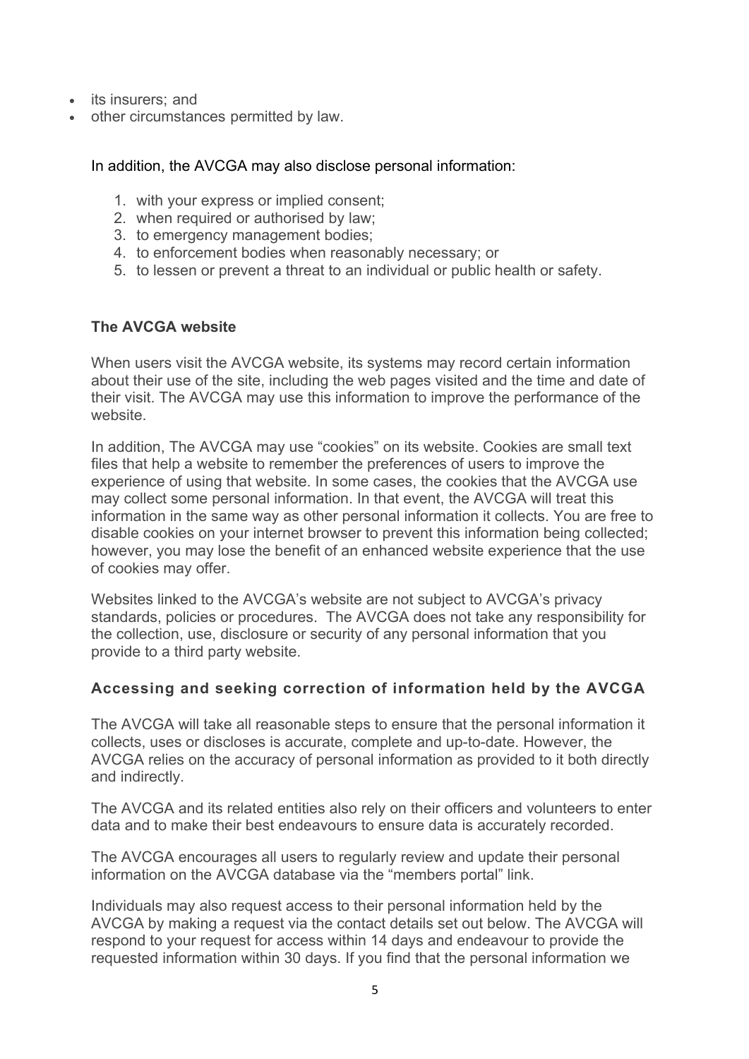- its insurers; and
- other circumstances permitted by law.

In addition, the AVCGA may also disclose personal information:

1. with your express or implied consent;
2. when required or authorised by law;
3. to emergency management bodies;
4. to enforcement bodies when reasonably necessary; or
5. to lessen or prevent a threat to an individual or public health or safety.

**The AVCGA website**

When users visit the AVCGA website, its systems may record certain information about their use of the site, including the web pages visited and the time and date of their visit. The AVCGA may use this information to improve the performance of the website.

In addition, The AVCGA may use "cookies" on its website. Cookies are small text files that help a website to remember the preferences of users to improve the experience of using that website. In some cases, the cookies that the AVCGA use may collect some personal information. In that event, the AVCGA will treat this information in the same way as other personal information it collects. You are free to disable cookies on your internet browser to prevent this information being collected; however, you may lose the benefit of an enhanced website experience that the use of cookies may offer.

Websites linked to the AVCGA's website are not subject to AVCGA's privacy standards, policies or procedures. The AVCGA does not take any responsibility for the collection, use, disclosure or security of any personal information that you provide to a third party website.

**Accessing and seeking correction of information held by the AVCGA**

The AVCGA will take all reasonable steps to ensure that the personal information it collects, uses or discloses is accurate, complete and up-to-date. However, the AVCGA relies on the accuracy of personal information as provided to it both directly and indirectly.

The AVCGA and its related entities also rely on their officers and volunteers to enter data and to make their best endeavours to ensure data is accurately recorded.

The AVCGA encourages all users to regularly review and update their personal information on the AVCGA database via the "members portal" link.

Individuals may also request access to their personal information held by the AVCGA by making a request via the contact details set out below. The AVCGA will respond to your request for access within 14 days and endeavour to provide the requested information within 30 days. If you find that the personal information we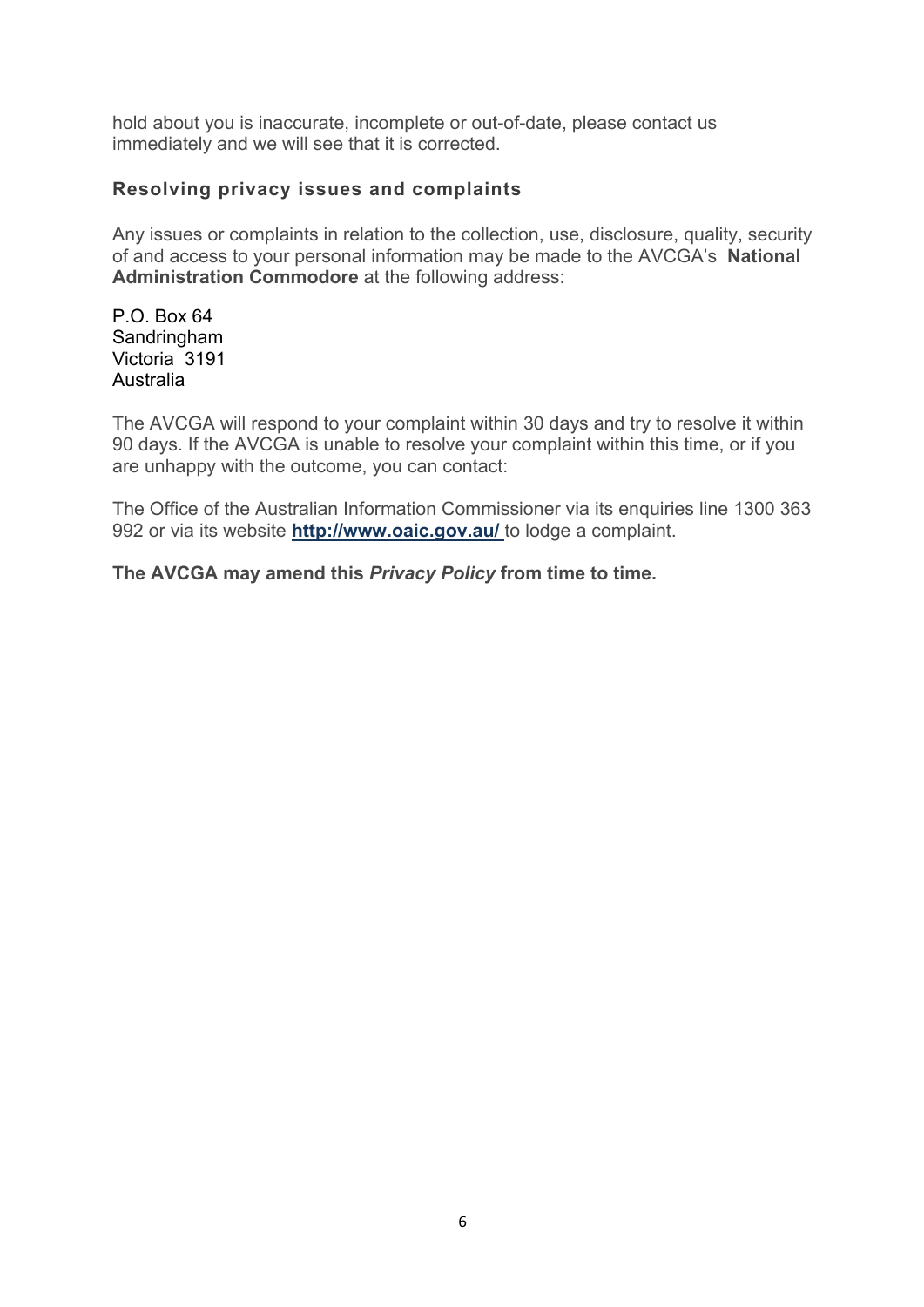hold about you is inaccurate, incomplete or out-of-date, please contact us immediately and we will see that it is corrected.

### Resolving privacy issues and complaints

Any issues or complaints in relation to the collection, use, disclosure, quality, security of and access to your personal information may be made to the AVCGA's **National Administration Commodore** at the following address:

P.O. Box 64
Sandringham
Victoria 3191
Australia

The AVCGA will respond to your complaint within 30 days and try to resolve it within 90 days. If the AVCGA is unable to resolve your complaint within this time, or if you are unhappy with the outcome, you can contact:

The Office of the Australian Information Commissioner via its enquiries line 1300 363 992 or via its website **http://www.oaic.gov.au/** to lodge a complaint.

**The AVCGA may amend this *Privacy Policy* from time to time.**